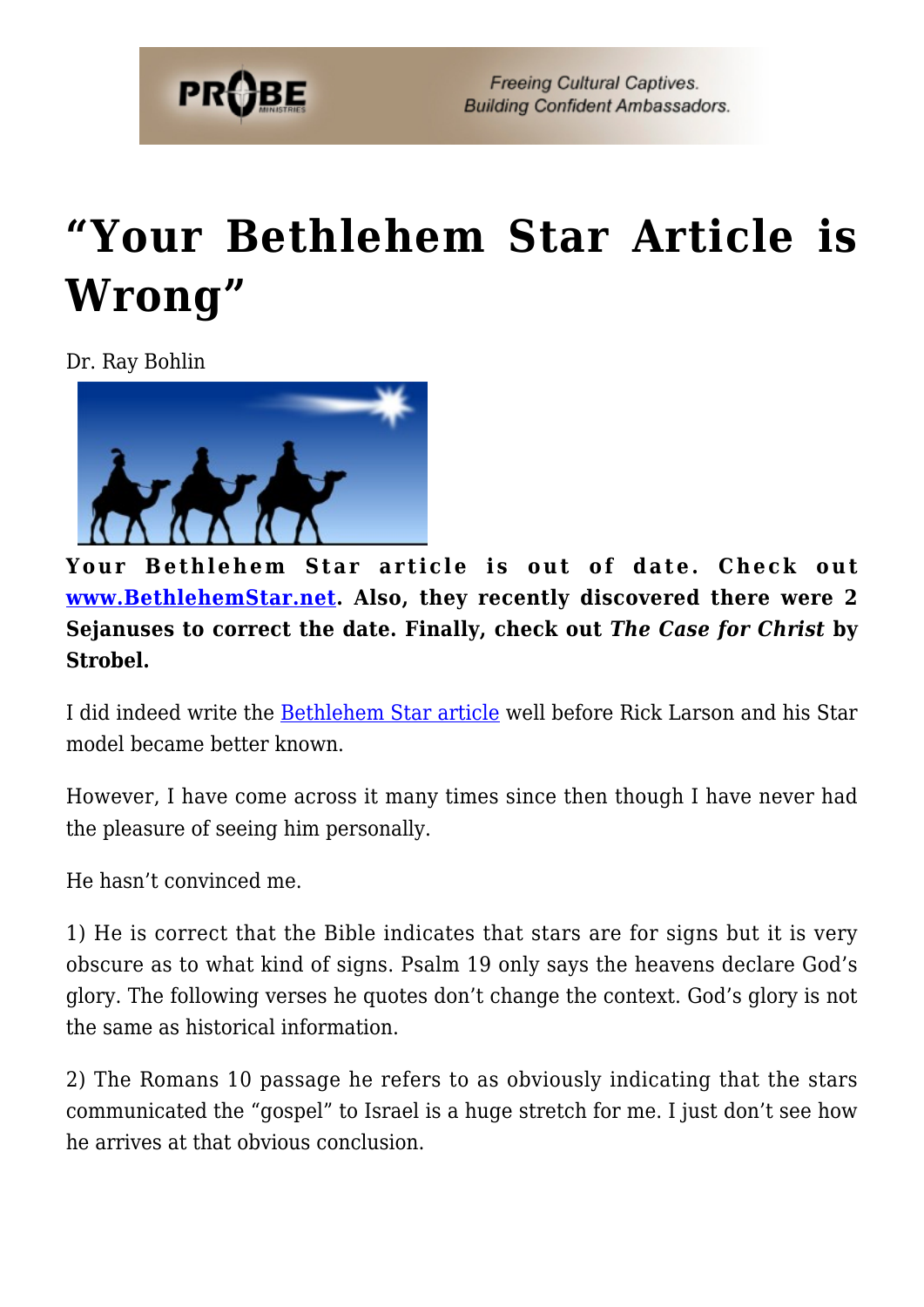# “Your Bethlehem Star Article is Wrong”

Dr. Ray Bohlin

**Your Bethlehem Star article is out of date. Check out [www.BethlehemStar.net](www.BethlehemStar.net). Also, they recently discovered there were 2 Sejanuses to correct the date. Finally, check out *The Case for Christ* by Strobel.**

I did indeed write the [Bethlehem Star article](Bethlehem Star article) well before Rick Larson and his Star model became better known.

However, I have come across it many times since then though I have never had the pleasure of seeing him personally.

He hasn’t convinced me.

1) He is correct that the Bible indicates that stars are for signs but it is very obscure as to what kind of signs. Psalm 19 only says the heavens declare God’s glory. The following verses he quotes don’t change the context. God’s glory is not the same as historical information.

2) The Romans 10 passage he refers to as obviously indicating that the stars communicated the “gospel” to Israel is a huge stretch for me. I just don’t see how he arrives at that obvious conclusion.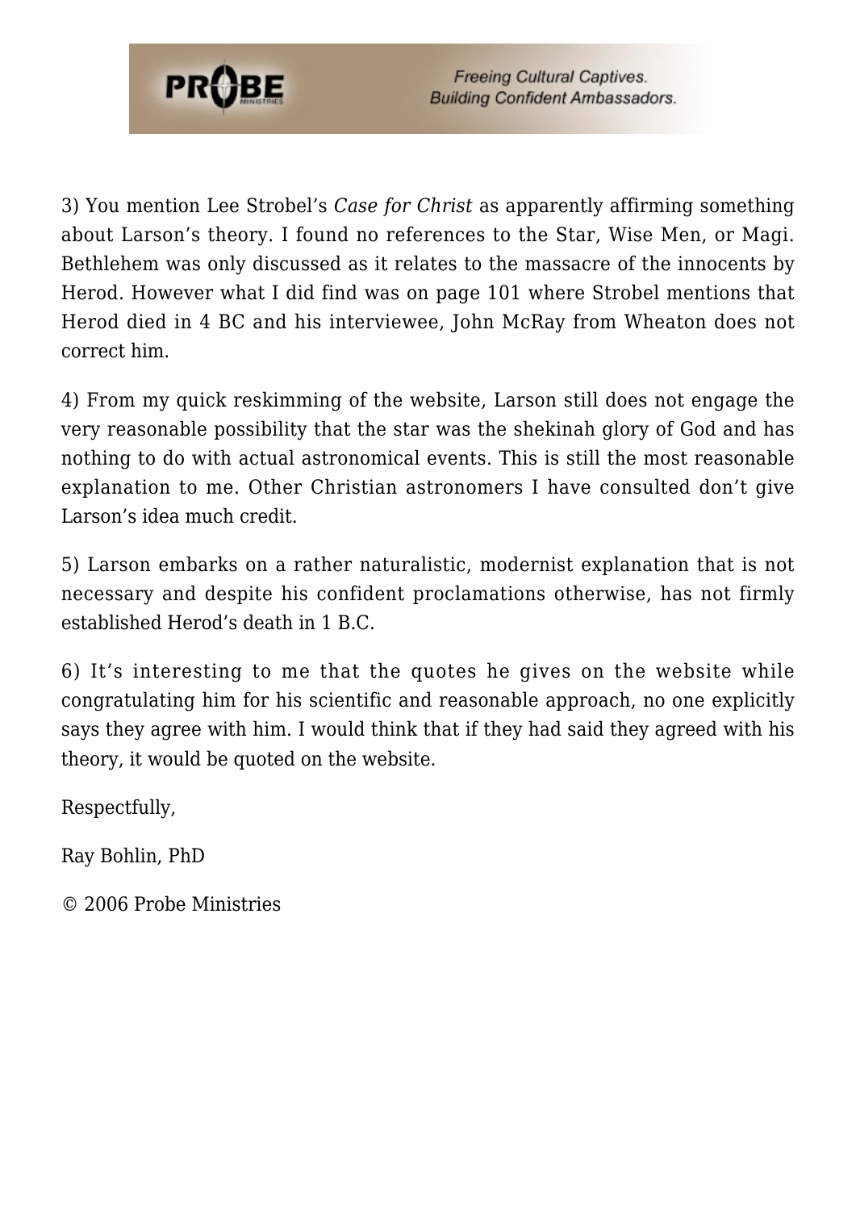3) You mention Lee Strobel's *Case for Christ* as apparently affirming something about Larson's theory. I found no references to the Star, Wise Men, or Magi. Bethlehem was only discussed as it relates to the massacre of the innocents by Herod. However what I did find was on page 101 where Strobel mentions that Herod died in 4 BC and his interviewee, John McRay from Wheaton does not correct him.

4) From my quick reskimming of the website, Larson still does not engage the very reasonable possibility that the star was the shekinah glory of God and has nothing to do with actual astronomical events. This is still the most reasonable explanation to me. Other Christian astronomers I have consulted don't give Larson's idea much credit.

5) Larson embarks on a rather naturalistic, modernist explanation that is not necessary and despite his confident proclamations otherwise, has not firmly established Herod's death in 1 B.C.

6) It's interesting to me that the quotes he gives on the website while congratulating him for his scientific and reasonable approach, no one explicitly says they agree with him. I would think that if they had said they agreed with his theory, it would be quoted on the website.

Respectfully,

Ray Bohlin, PhD

© 2006 Probe Ministries